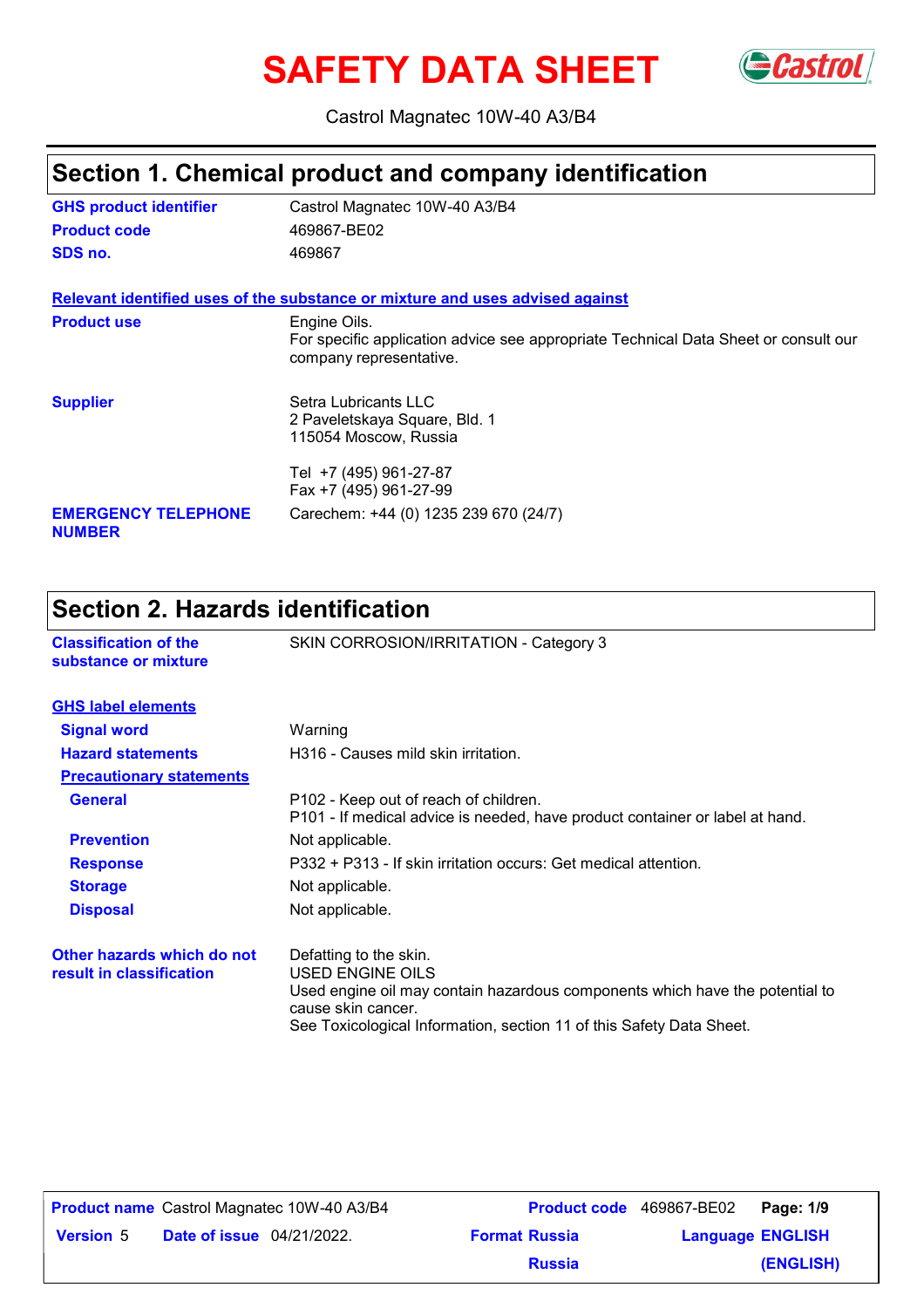# SAFETY DATA SHEET

Castrol Magnatec 10W-40 A3/B4

## Section 1. Chemical product and company identification

**GHS product identifier** Castrol Magnatec 10W-40 A3/B4

**Product code** 469867-BE02

**SDS no.** 469867

**Relevant identified uses of the substance or mixture and uses advised against**

**Product use** Engine Oils.
For specific application advice see appropriate Technical Data Sheet or consult our company representative.

**Supplier** Setra Lubricants LLC
2 Paveletskaya Square, Bld. 1
115054 Moscow, Russia

Tel +7 (495) 961-27-87
Fax +7 (495) 961-27-99

**EMERGENCY TELEPHONE NUMBER** Carechem: +44 (0) 1235 239 670 (24/7)

## Section 2. Hazards identification

**Classification of the substance or mixture** SKIN CORROSION/IRRITATION - Category 3

**GHS label elements**

**Signal word** Warning

**Hazard statements** H316 - Causes mild skin irritation.

**Precautionary statements**

**General** P102 - Keep out of reach of children.
P101 - If medical advice is needed, have product container or label at hand.

**Prevention** Not applicable.

**Response** P332 + P313 - If skin irritation occurs: Get medical attention.

**Storage** Not applicable.

**Disposal** Not applicable.

**Other hazards which do not result in classification** Defatting to the skin.
USED ENGINE OILS
Used engine oil may contain hazardous components which have the potential to cause skin cancer.
See Toxicological Information, section 11 of this Safety Data Sheet.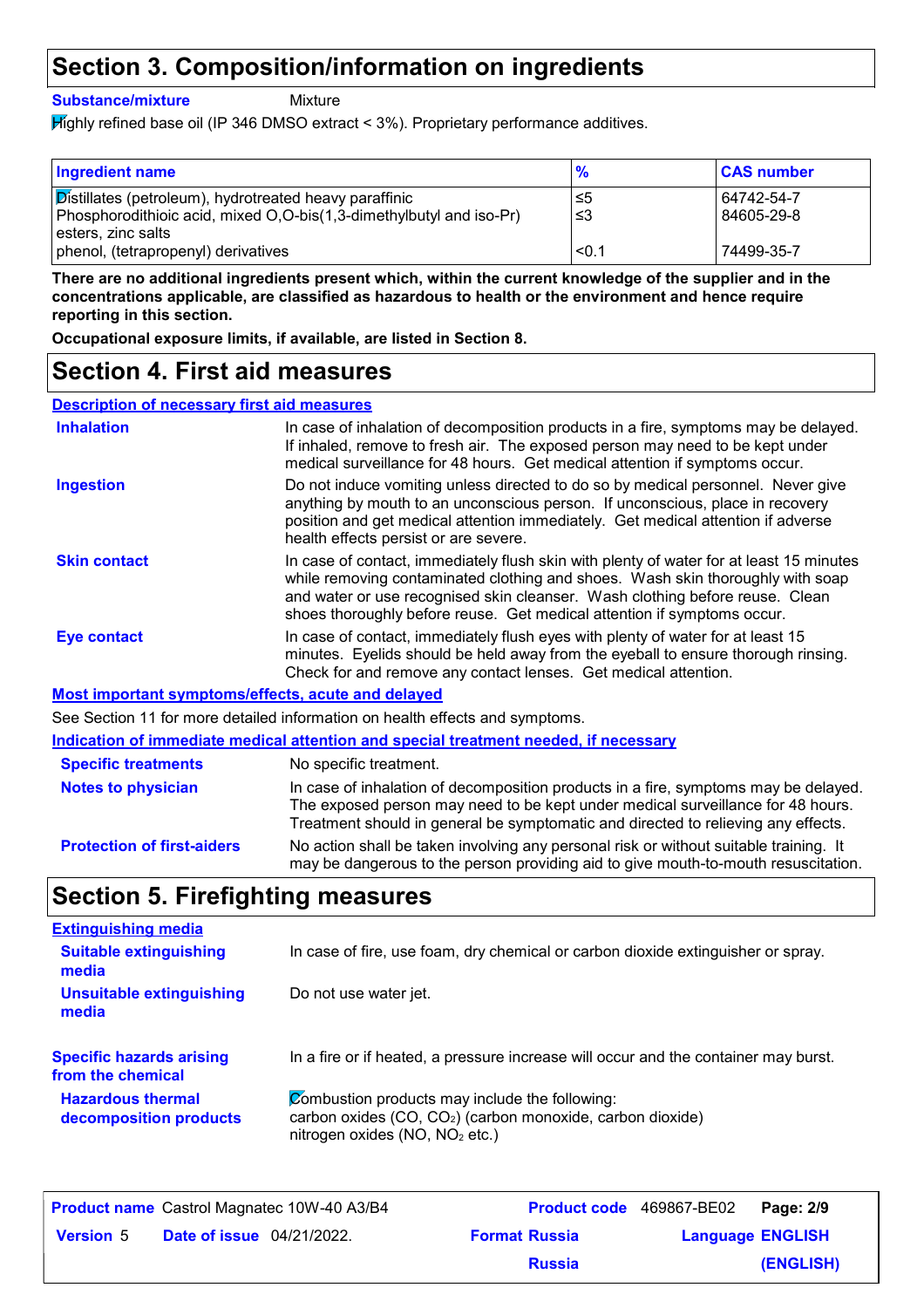# Section 3. Composition/information on ingredients

**Substance/mixture** Mixture

Highly refined base oil (IP 346 DMSO extract < 3%). Proprietary performance additives.

| Ingredient name | % | CAS number |
|---|---|---|
| Distillates (petroleum), hydrotreated heavy paraffinic | ≤5 | 64742-54-7 |
| Phosphorodithioic acid, mixed O,O-bis(1,3-dimethylbutyl and iso-Pr) esters, zinc salts | ≤3 | 84605-29-8 |
| phenol, (tetrapropenyl) derivatives | <0.1 | 74499-35-7 |

**There are no additional ingredients present which, within the current knowledge of the supplier and in the concentrations applicable, are classified as hazardous to health or the environment and hence require reporting in this section.**

**Occupational exposure limits, if available, are listed in Section 8.**

# Section 4. First aid measures

## Description of necessary first aid measures

**Inhalation** In case of inhalation of decomposition products in a fire, symptoms may be delayed. If inhaled, remove to fresh air. The exposed person may need to be kept under medical surveillance for 48 hours. Get medical attention if symptoms occur.

**Ingestion** Do not induce vomiting unless directed to do so by medical personnel. Never give anything by mouth to an unconscious person. If unconscious, place in recovery position and get medical attention immediately. Get medical attention if adverse health effects persist or are severe.

**Skin contact** In case of contact, immediately flush skin with plenty of water for at least 15 minutes while removing contaminated clothing and shoes. Wash skin thoroughly with soap and water or use recognised skin cleanser. Wash clothing before reuse. Clean shoes thoroughly before reuse. Get medical attention if symptoms occur.

**Eye contact** In case of contact, immediately flush eyes with plenty of water for at least 15 minutes. Eyelids should be held away from the eyeball to ensure thorough rinsing. Check for and remove any contact lenses. Get medical attention.

## Most important symptoms/effects, acute and delayed

See Section 11 for more detailed information on health effects and symptoms.

## Indication of immediate medical attention and special treatment needed, if necessary

**Specific treatments** No specific treatment.

**Notes to physician** In case of inhalation of decomposition products in a fire, symptoms may be delayed. The exposed person may need to be kept under medical surveillance for 48 hours. Treatment should in general be symptomatic and directed to relieving any effects.

**Protection of first-aiders** No action shall be taken involving any personal risk or without suitable training. It may be dangerous to the person providing aid to give mouth-to-mouth resuscitation.

# Section 5. Firefighting measures

## Extinguishing media

**Suitable extinguishing media** In case of fire, use foam, dry chemical or carbon dioxide extinguisher or spray.

**Unsuitable extinguishing media** Do not use water jet.

**Specific hazards arising from the chemical** In a fire or if heated, a pressure increase will occur and the container may burst.

**Hazardous thermal decomposition products** Combustion products may include the following:
carbon oxides (CO, $CO_2$) (carbon monoxide, carbon dioxide)
nitrogen oxides (NO, $NO_2$ etc.)

| **Product name** Castrol Magnatec 10W-40 A3/B4 | **Product code** 469867-BE02 | **Page: 2/9** |
|---|---|---|
| **Version** 5 **Date of issue** 04/21/2022. | **Format Russia Russia** | **Language ENGLISH (ENGLISH)** |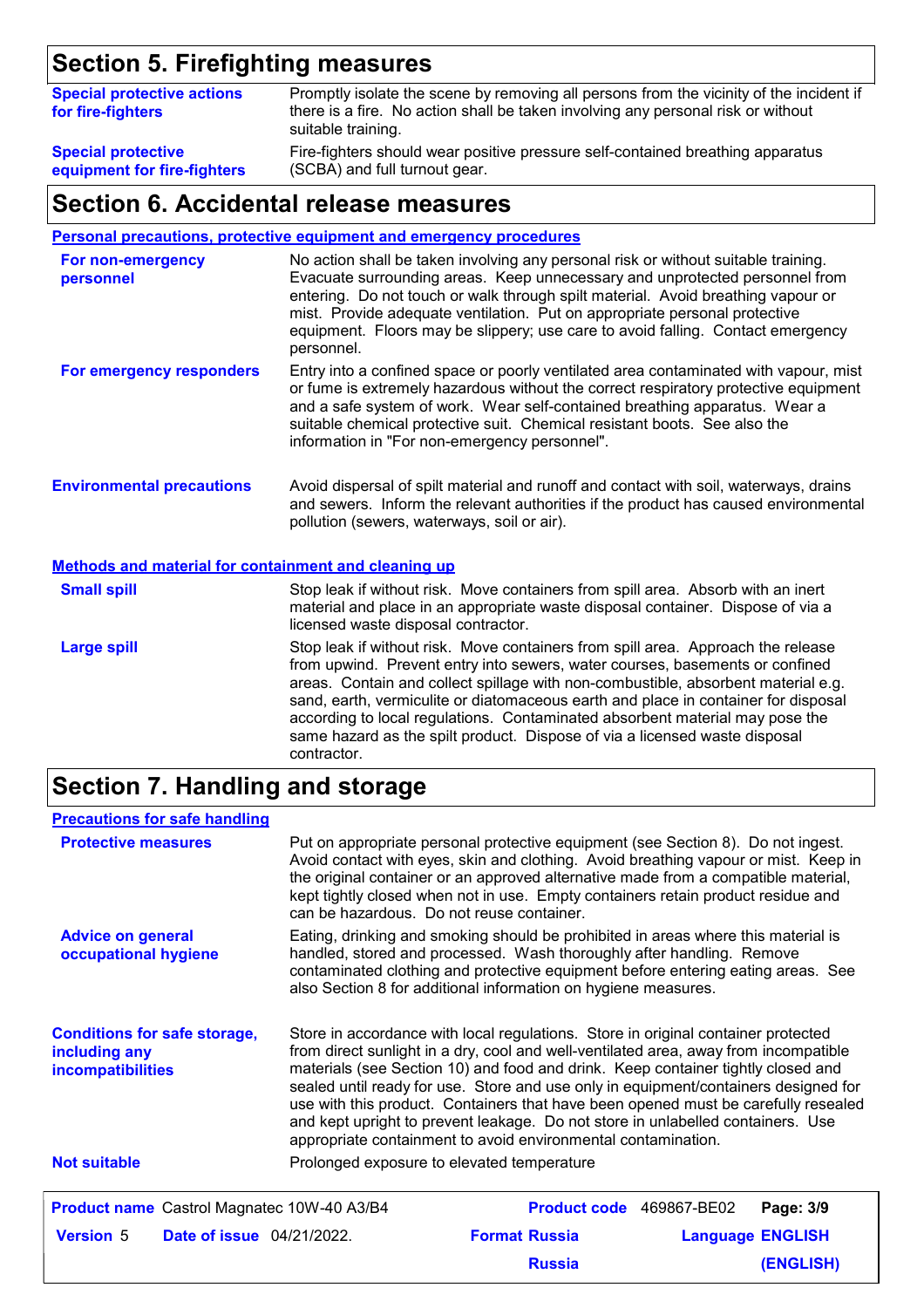## Section 5. Firefighting measures

**Special protective actions for fire-fighters**
Promptly isolate the scene by removing all persons from the vicinity of the incident if there is a fire. No action shall be taken involving any personal risk or without suitable training.

**Special protective equipment for fire-fighters**
Fire-fighters should wear positive pressure self-contained breathing apparatus (SCBA) and full turnout gear.

## Section 6. Accidental release measures

### Personal precautions, protective equipment and emergency procedures

**For non-emergency personnel**
No action shall be taken involving any personal risk or without suitable training. Evacuate surrounding areas. Keep unnecessary and unprotected personnel from entering. Do not touch or walk through spilt material. Avoid breathing vapour or mist. Provide adequate ventilation. Put on appropriate personal protective equipment. Floors may be slippery; use care to avoid falling. Contact emergency personnel.

**For emergency responders**
Entry into a confined space or poorly ventilated area contaminated with vapour, mist or fume is extremely hazardous without the correct respiratory protective equipment and a safe system of work. Wear self-contained breathing apparatus. Wear a suitable chemical protective suit. Chemical resistant boots. See also the information in "For non-emergency personnel".

**Environmental precautions**
Avoid dispersal of spilt material and runoff and contact with soil, waterways, drains and sewers. Inform the relevant authorities if the product has caused environmental pollution (sewers, waterways, soil or air).

### Methods and material for containment and cleaning up

**Small spill**
Stop leak if without risk. Move containers from spill area. Absorb with an inert material and place in an appropriate waste disposal container. Dispose of via a licensed waste disposal contractor.

**Large spill**
Stop leak if without risk. Move containers from spill area. Approach the release from upwind. Prevent entry into sewers, water courses, basements or confined areas. Contain and collect spillage with non-combustible, absorbent material e.g. sand, earth, vermiculite or diatomaceous earth and place in container for disposal according to local regulations. Contaminated absorbent material may pose the same hazard as the spilt product. Dispose of via a licensed waste disposal contractor.

## Section 7. Handling and storage

### Precautions for safe handling

**Protective measures**
Put on appropriate personal protective equipment (see Section 8). Do not ingest. Avoid contact with eyes, skin and clothing. Avoid breathing vapour or mist. Keep in the original container or an approved alternative made from a compatible material, kept tightly closed when not in use. Empty containers retain product residue and can be hazardous. Do not reuse container.

**Advice on general occupational hygiene**
Eating, drinking and smoking should be prohibited in areas where this material is handled, stored and processed. Wash thoroughly after handling. Remove contaminated clothing and protective equipment before entering eating areas. See also Section 8 for additional information on hygiene measures.

**Conditions for safe storage, including any incompatibilities**
Store in accordance with local regulations. Store in original container protected from direct sunlight in a dry, cool and well-ventilated area, away from incompatible materials (see Section 10) and food and drink. Keep container tightly closed and sealed until ready for use. Store and use only in equipment/containers designed for use with this product. Containers that have been opened must be carefully resealed and kept upright to prevent leakage. Do not store in unlabelled containers. Use appropriate containment to avoid environmental contamination.

**Not suitable**
Prolonged exposure to elevated temperature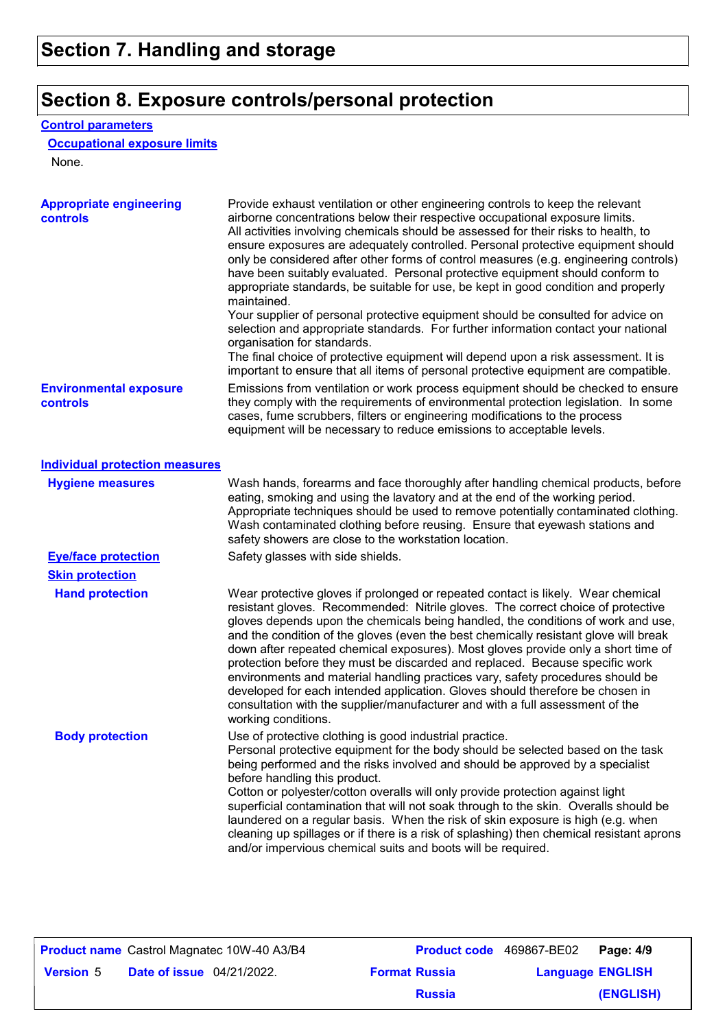## Section 7. Handling and storage

## Section 8. Exposure controls/personal protection

### Control parameters

#### Occupational exposure limits

None.

**Appropriate engineering controls**

Provide exhaust ventilation or other engineering controls to keep the relevant airborne concentrations below their respective occupational exposure limits.
All activities involving chemicals should be assessed for their risks to health, to ensure exposures are adequately controlled. Personal protective equipment should only be considered after other forms of control measures (e.g. engineering controls) have been suitably evaluated. Personal protective equipment should conform to appropriate standards, be suitable for use, be kept in good condition and properly maintained.
Your supplier of personal protective equipment should be consulted for advice on selection and appropriate standards. For further information contact your national organisation for standards.
The final choice of protective equipment will depend upon a risk assessment. It is important to ensure that all items of personal protective equipment are compatible.

**Environmental exposure controls**

Emissions from ventilation or work process equipment should be checked to ensure they comply with the requirements of environmental protection legislation. In some cases, fume scrubbers, filters or engineering modifications to the process equipment will be necessary to reduce emissions to acceptable levels.

### Individual protection measures

**Hygiene measures**

Wash hands, forearms and face thoroughly after handling chemical products, before eating, smoking and using the lavatory and at the end of the working period. Appropriate techniques should be used to remove potentially contaminated clothing. Wash contaminated clothing before reusing. Ensure that eyewash stations and safety showers are close to the workstation location.

**Eye/face protection**

Safety glasses with side shields.

**Skin protection**

**Hand protection**

Wear protective gloves if prolonged or repeated contact is likely. Wear chemical resistant gloves. Recommended: Nitrile gloves. The correct choice of protective gloves depends upon the chemicals being handled, the conditions of work and use, and the condition of the gloves (even the best chemically resistant glove will break down after repeated chemical exposures). Most gloves provide only a short time of protection before they must be discarded and replaced. Because specific work environments and material handling practices vary, safety procedures should be developed for each intended application. Gloves should therefore be chosen in consultation with the supplier/manufacturer and with a full assessment of the working conditions.

**Body protection**

Use of protective clothing is good industrial practice.
Personal protective equipment for the body should be selected based on the task being performed and the risks involved and should be approved by a specialist before handling this product.
Cotton or polyester/cotton overalls will only provide protection against light superficial contamination that will not soak through to the skin. Overalls should be laundered on a regular basis. When the risk of skin exposure is high (e.g. when cleaning up spillages or if there is a risk of splashing) then chemical resistant aprons and/or impervious chemical suits and boots will be required.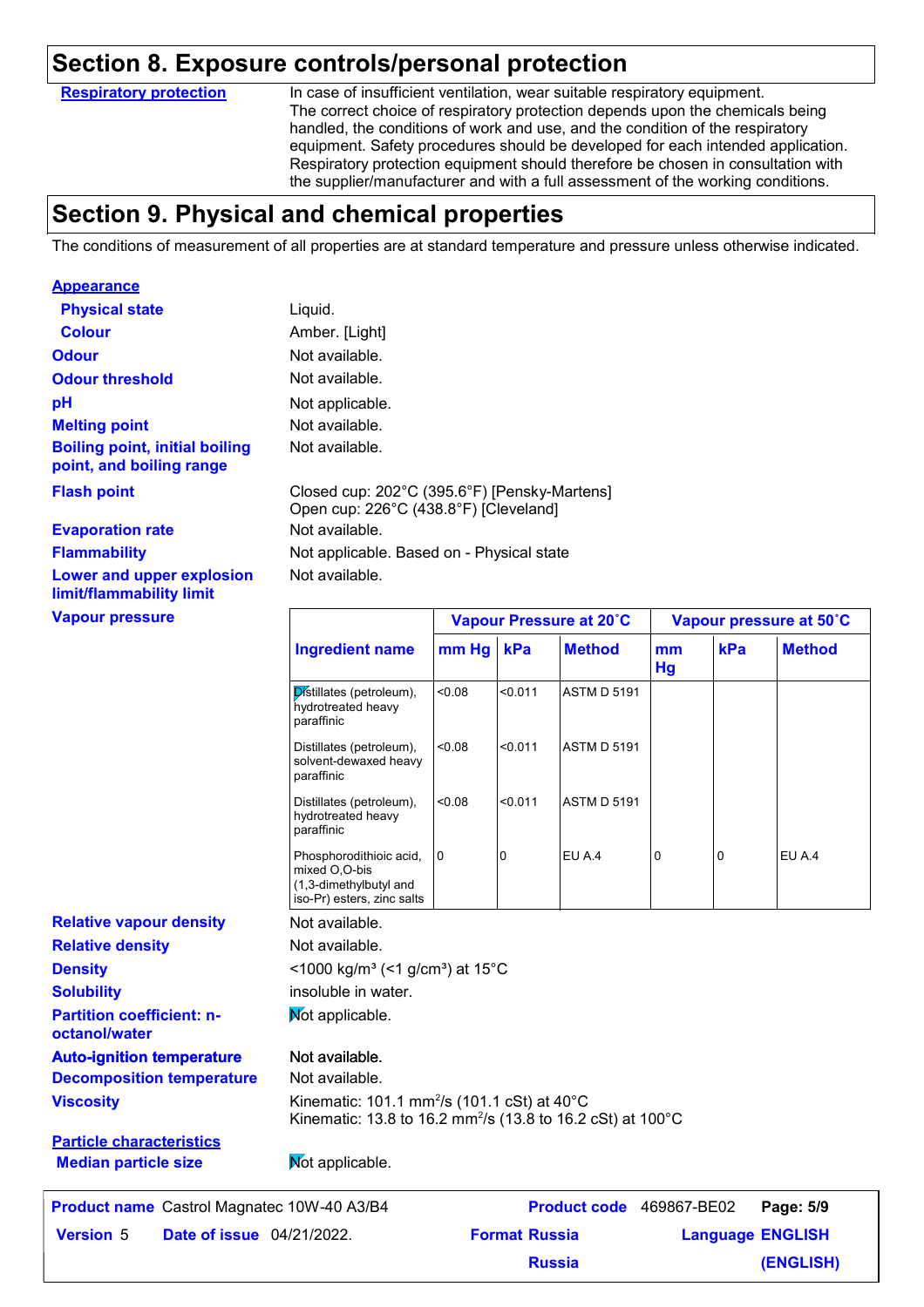## Section 8. Exposure controls/personal protection

**Respiratory protection**

In case of insufficient ventilation, wear suitable respiratory equipment. The correct choice of respiratory protection depends upon the chemicals being handled, the conditions of work and use, and the condition of the respiratory equipment. Safety procedures should be developed for each intended application. Respiratory protection equipment should therefore be chosen in consultation with the supplier/manufacturer and with a full assessment of the working conditions.

## Section 9. Physical and chemical properties

The conditions of measurement of all properties are at standard temperature and pressure unless otherwise indicated.

**Appearance**

**Physical state**: Liquid.

**Colour**: Amber. [Light]

**Odour**: Not available.

**Odour threshold**: Not available.

**pH**: Not applicable.

**Melting point**: Not available.

**Boiling point, initial boiling point, and boiling range**: Not available.

**Flash point**: Closed cup: 202°C (395.6°F) [Pensky-Martens]
Open cup: 226°C (438.8°F) [Cleveland]

**Evaporation rate**: Not available.

**Flammability**: Not applicable. Based on - Physical state

**Lower and upper explosion limit/flammability limit**: Not available.

**Vapour pressure**

| Ingredient name | Vapour Pressure at 20˚C | | | Vapour pressure at 50˚C | | |
|---|---|---|---|---|---|---|
| | mm Hg | kPa | Method | mm Hg | kPa | Method |
| Distillates (petroleum), hydrotreated heavy paraffinic | <0.08 | <0.011 | ASTM D 5191 | | | |
| Distillates (petroleum), solvent-dewaxed heavy paraffinic | <0.08 | <0.011 | ASTM D 5191 | | | |
| Distillates (petroleum), hydrotreated heavy paraffinic | <0.08 | <0.011 | ASTM D 5191 | | | |
| Phosphorodithioic acid, mixed O,O-bis (1,3-dimethylbutyl and iso-Pr) esters, zinc salts | 0 | 0 | EU A.4 | 0 | 0 | EU A.4 |

**Relative vapour density**: Not available.

**Relative density**: Not available.

**Density**: <1000 kg/m³ (<1 g/cm³) at 15°C

**Solubility**: insoluble in water.

**Partition coefficient: n-octanol/water**: Not applicable.

**Auto-ignition temperature**: Not available.

**Decomposition temperature**: Not available.

**Viscosity**: Kinematic: 101.1 mm²/s (101.1 cSt) at 40°C
Kinematic: 13.8 to 16.2 mm²/s (13.8 to 16.2 cSt) at 100°C

**Particle characteristics**

**Median particle size**: Not applicable.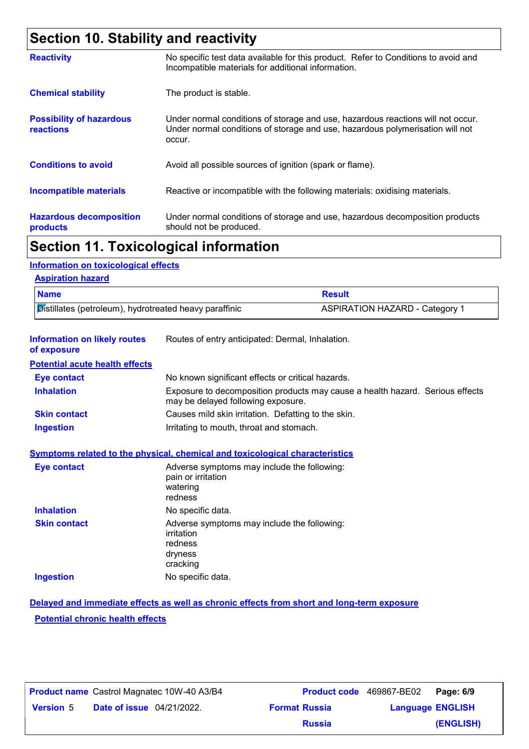## Section 10. Stability and reactivity

**Reactivity**

No specific test data available for this product. Refer to Conditions to avoid and Incompatible materials for additional information.

**Chemical stability**

The product is stable.

**Possibility of hazardous reactions**

Under normal conditions of storage and use, hazardous reactions will not occur. Under normal conditions of storage and use, hazardous polymerisation will not occur.

**Conditions to avoid**

Avoid all possible sources of ignition (spark or flame).

**Incompatible materials**

Reactive or incompatible with the following materials: oxidising materials.

**Hazardous decomposition products**

Under normal conditions of storage and use, hazardous decomposition products should not be produced.

## Section 11. Toxicological information

### Information on toxicological effects

#### Aspiration hazard

| Name | Result |
|---|---|
| Distillates (petroleum), hydrotreated heavy paraffinic | ASPIRATION HAZARD - Category 1 |

**Information on likely routes of exposure**

Routes of entry anticipated: Dermal, Inhalation.

#### Potential acute health effects

**Eye contact**

No known significant effects or critical hazards.

**Inhalation**

Exposure to decomposition products may cause a health hazard. Serious effects may be delayed following exposure.

**Skin contact**

Causes mild skin irritation. Defatting to the skin.

**Ingestion**

Irritating to mouth, throat and stomach.

### Symptoms related to the physical, chemical and toxicological characteristics

**Eye contact**

Adverse symptoms may include the following:
pain or irritation
watering
redness

**Inhalation**

No specific data.

**Skin contact**

Adverse symptoms may include the following:
irritation
redness
dryness
cracking

**Ingestion**

No specific data.

### Delayed and immediate effects as well as chronic effects from short and long-term exposure

#### Potential chronic health effects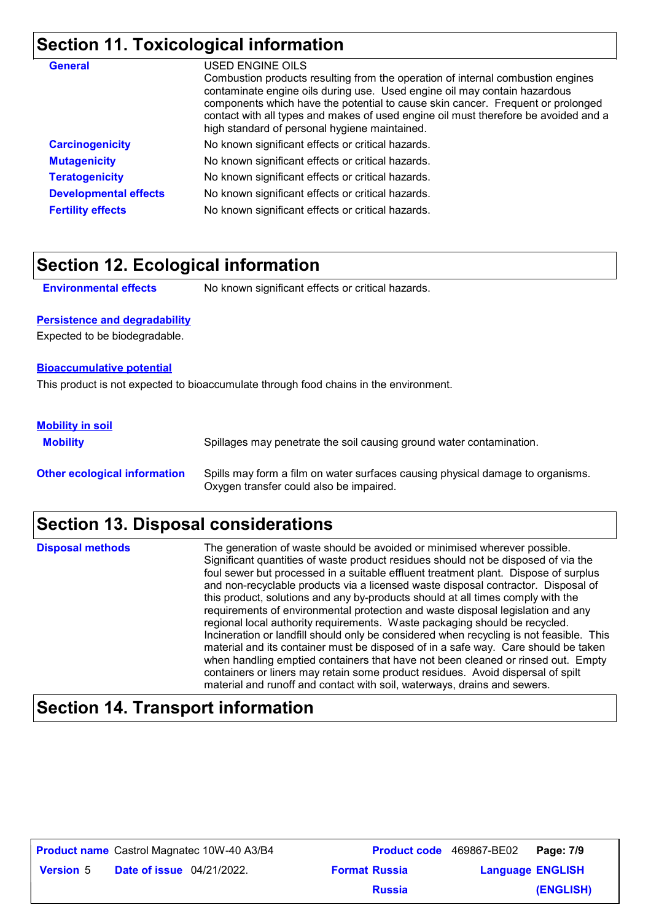## Section 11. Toxicological information

| | |
|---|---|
| **General** | USED ENGINE OILS<br>Combustion products resulting from the operation of internal combustion engines contaminate engine oils during use. Used engine oil may contain hazardous components which have the potential to cause skin cancer. Frequent or prolonged contact with all types and makes of used engine oil must therefore be avoided and a high standard of personal hygiene maintained. |
| **Carcinogenicity** | No known significant effects or critical hazards. |
| **Mutagenicity** | No known significant effects or critical hazards. |
| **Teratogenicity** | No known significant effects or critical hazards. |
| **Developmental effects** | No known significant effects or critical hazards. |
| **Fertility effects** | No known significant effects or critical hazards. |

## Section 12. Ecological information

**Environmental effects** No known significant effects or critical hazards.

### Persistence and degradability

Expected to be biodegradable.

### Bioaccumulative potential

This product is not expected to bioaccumulate through food chains in the environment.

### Mobility in soil

**Mobility** Spillages may penetrate the soil causing ground water contamination.

**Other ecological information** Spills may form a film on water surfaces causing physical damage to organisms. Oxygen transfer could also be impaired.

## Section 13. Disposal considerations

**Disposal methods** The generation of waste should be avoided or minimised wherever possible. Significant quantities of waste product residues should not be disposed of via the foul sewer but processed in a suitable effluent treatment plant. Dispose of surplus and non-recyclable products via a licensed waste disposal contractor. Disposal of this product, solutions and any by-products should at all times comply with the requirements of environmental protection and waste disposal legislation and any regional local authority requirements. Waste packaging should be recycled. Incineration or landfill should only be considered when recycling is not feasible. This material and its container must be disposed of in a safe way. Care should be taken when handling emptied containers that have not been cleaned or rinsed out. Empty containers or liners may retain some product residues. Avoid dispersal of spilt material and runoff and contact with soil, waterways, drains and sewers.

## Section 14. Transport information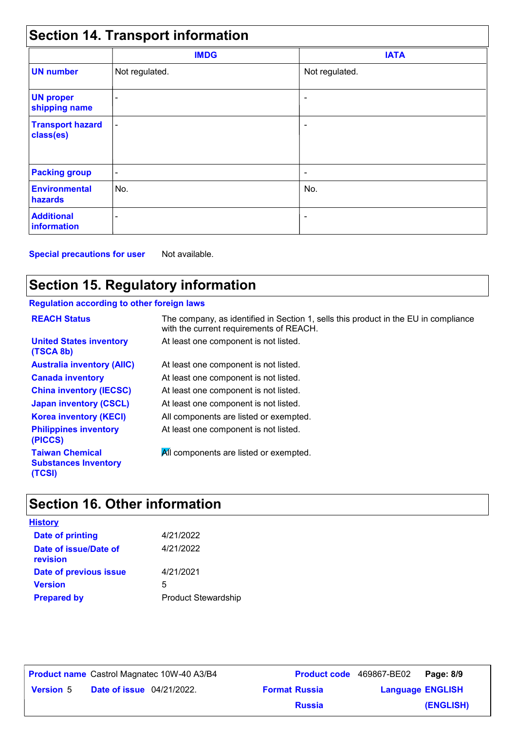## Section 14. Transport information

| | IMDG | IATA |
|---|---|---|
| **UN number** | Not regulated. | Not regulated. |
| **UN proper shipping name** | - | - |
| **Transport hazard class(es)** | - | - |
| **Packing group** | - | - |
| **Environmental hazards** | No. | No. |
| **Additional information** | - | - |

**Special precautions for user** Not available.

## Section 15. Regulatory information

**Regulation according to other foreign laws**

| | |
|---|---|
| **REACH Status** | The company, as identified in Section 1, sells this product in the EU in compliance with the current requirements of REACH. |
| **United States inventory (TSCA 8b)** | At least one component is not listed. |
| **Australia inventory (AIIC)** | At least one component is not listed. |
| **Canada inventory** | At least one component is not listed. |
| **China inventory (IECSC)** | At least one component is not listed. |
| **Japan inventory (CSCL)** | At least one component is not listed. |
| **Korea inventory (KECI)** | All components are listed or exempted. |
| **Philippines inventory (PICCS)** | At least one component is not listed. |
| **Taiwan Chemical Substances Inventory (TCSI)** | All components are listed or exempted. |

## Section 16. Other information

**History**

| | |
|---|---|
| **Date of printing** | 4/21/2022 |
| **Date of issue/Date of revision** | 4/21/2022 |
| **Date of previous issue** | 4/21/2021 |
| **Version** | 5 |
| **Prepared by** | Product Stewardship |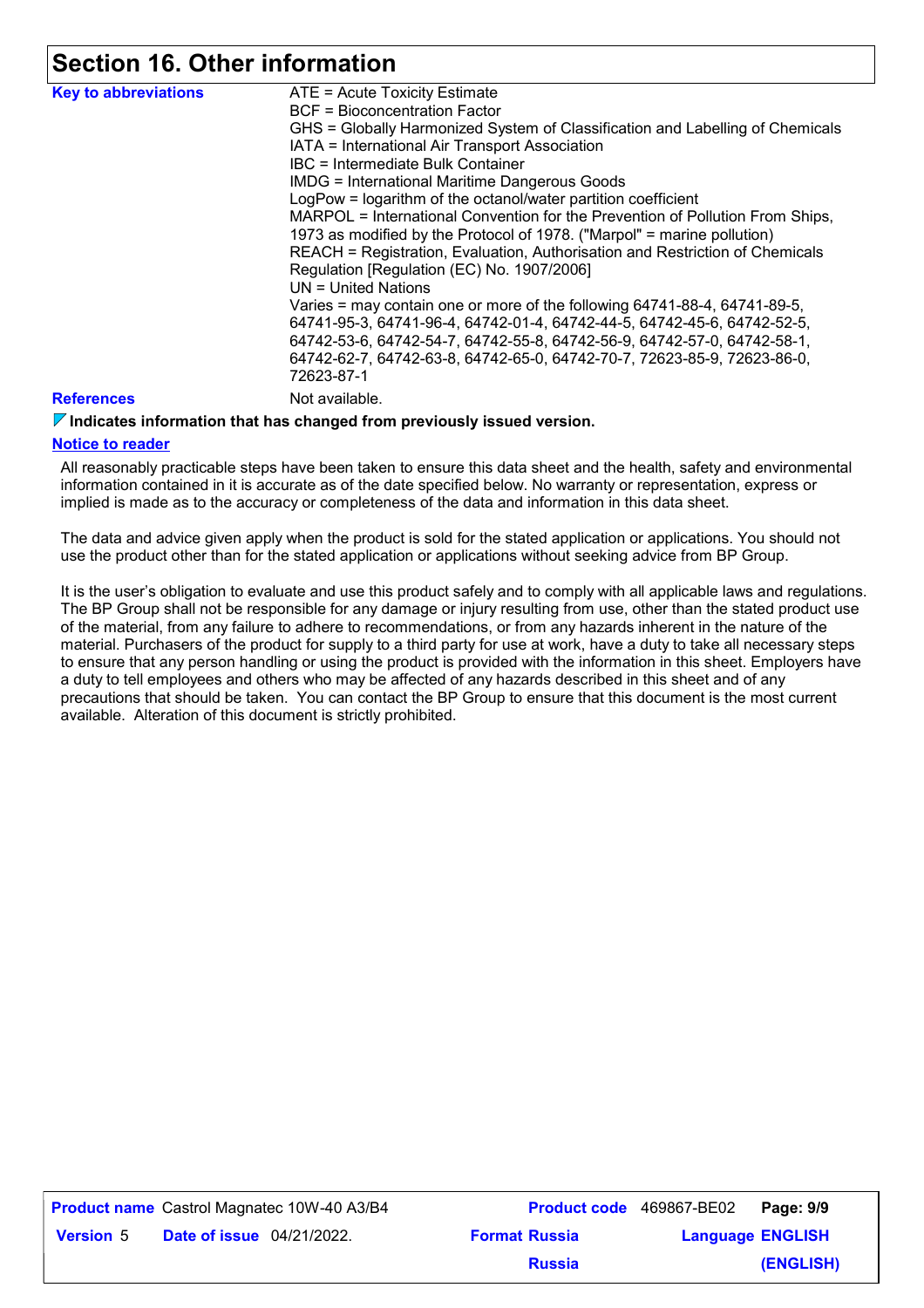# Section 16. Other information

**Key to abbreviations**

ATE = Acute Toxicity Estimate
BCF = Bioconcentration Factor
GHS = Globally Harmonized System of Classification and Labelling of Chemicals
IATA = International Air Transport Association
IBC = Intermediate Bulk Container
IMDG = International Maritime Dangerous Goods
LogPow = logarithm of the octanol/water partition coefficient
MARPOL = International Convention for the Prevention of Pollution From Ships, 1973 as modified by the Protocol of 1978. ("Marpol" = marine pollution)
REACH = Registration, Evaluation, Authorisation and Restriction of Chemicals Regulation [Regulation (EC) No. 1907/2006]
UN = United Nations
Varies = may contain one or more of the following 64741-88-4, 64741-89-5, 64741-95-3, 64741-96-4, 64742-01-4, 64742-44-5, 64742-45-6, 64742-52-5, 64742-53-6, 64742-54-7, 64742-55-8, 64742-56-9, 64742-57-0, 64742-58-1, 64742-62-7, 64742-63-8, 64742-65-0, 64742-70-7, 72623-85-9, 72623-86-0, 72623-87-1

**References** Not available.

**Indicates information that has changed from previously issued version.**

**Notice to reader**

All reasonably practicable steps have been taken to ensure this data sheet and the health, safety and environmental information contained in it is accurate as of the date specified below. No warranty or representation, express or implied is made as to the accuracy or completeness of the data and information in this data sheet.

The data and advice given apply when the product is sold for the stated application or applications. You should not use the product other than for the stated application or applications without seeking advice from BP Group.

It is the user's obligation to evaluate and use this product safely and to comply with all applicable laws and regulations. The BP Group shall not be responsible for any damage or injury resulting from use, other than the stated product use of the material, from any failure to adhere to recommendations, or from any hazards inherent in the nature of the material. Purchasers of the product for supply to a third party for use at work, have a duty to take all necessary steps to ensure that any person handling or using the product is provided with the information in this sheet. Employers have a duty to tell employees and others who may be affected of any hazards described in this sheet and of any precautions that should be taken. You can contact the BP Group to ensure that this document is the most current available. Alteration of this document is strictly prohibited.